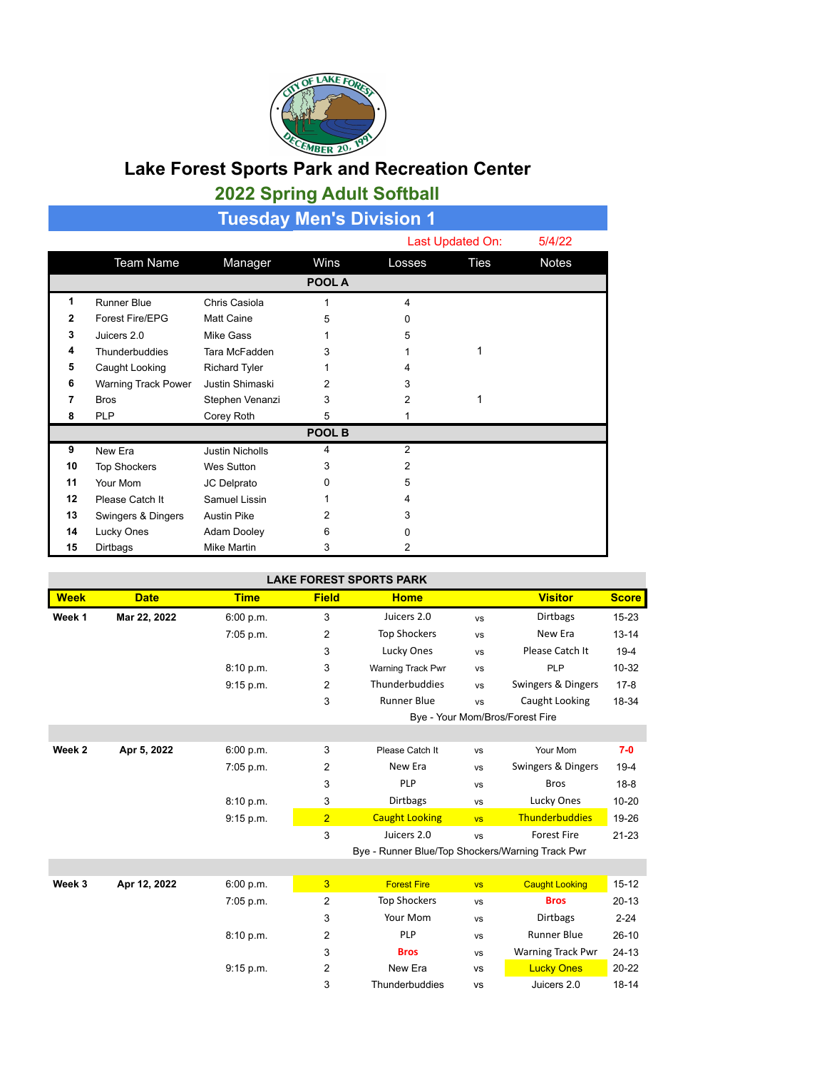# Lake Forest Sports Park and Recreation Center

## 2022 Spring Adult Softball

### Tuesday Men's Division 1

Last Updated On: 5/4/22

| | Team Name | Manager | Wins | Losses | Ties | Notes |
|---|---|---|---|---|---|---|
| | | | **POOL A** | | | |
| **1** | Runner Blue | Chris Casiola | 1 | 4 | | |
| **2** | Forest Fire/EPG | Matt Caine | 5 | 0 | | |
| **3** | Juicers 2.0 | Mike Gass | 1 | 5 | | |
| **4** | Thunderbuddies | Tara McFadden | 3 | 1 | 1 | |
| **5** | Caught Looking | Richard Tyler | 1 | 4 | | |
| **6** | Warning Track Power | Justin Shimaski | 2 | 3 | | |
| **7** | Bros | Stephen Venanzi | 3 | 2 | 1 | |
| **8** | PLP | Corey Roth | 5 | 1 | | |
| | | | **POOL B** | | | |
| **9** | New Era | Justin Nicholls | 4 | 2 | | |
| **10** | Top Shockers | Wes Sutton | 3 | 2 | | |
| **11** | Your Mom | JC Delprato | 0 | 5 | | |
| **12** | Please Catch It | Samuel Lissin | 1 | 4 | | |
| **13** | Swingers & Dingers | Austin Pike | 2 | 3 | | |
| **14** | Lucky Ones | Adam Dooley | 6 | 0 | | |
| **15** | Dirtbags | Mike Martin | 3 | 2 | | |

**LAKE FOREST SPORTS PARK**

| Week | Date | Time | Field | Home | | Visitor | Score |
|---|---|---|---|---|---|---|---|
| **Week 1** | **Mar 22, 2022** | 6:00 p.m. | 3 | Juicers 2.0 | vs | Dirtbags | 15-23 |
| | | 7:05 p.m. | 2 | Top Shockers | vs | New Era | 13-14 |
| | | | 3 | Lucky Ones | vs | Please Catch It | 19-4 |
| | | 8:10 p.m. | 3 | Warning Track Pwr | vs | PLP | 10-32 |
| | | 9:15 p.m. | 2 | Thunderbuddies | vs | Swingers & Dingers | 17-8 |
| | | | 3 | Runner Blue | vs | Caught Looking | 18-34 |
| | | | | Bye - Your Mom/Bros/Forest Fire | | | |
| **Week 2** | **Apr 5, 2022** | 6:00 p.m. | 3 | Please Catch It | vs | Your Mom | **7-0** |
| | | 7:05 p.m. | 2 | New Era | vs | Swingers & Dingers | 19-4 |
| | | | 3 | PLP | vs | Bros | 18-8 |
| | | 8:10 p.m. | 3 | Dirtbags | vs | Lucky Ones | 10-20 |
| | | 9:15 p.m. | 2 | Caught Looking | vs | Thunderbuddies | 19-26 |
| | | | 3 | Juicers 2.0 | vs | Forest Fire | 21-23 |
| | | | | Bye - Runner Blue/Top Shockers/Warning Track Pwr | | | |
| **Week 3** | **Apr 12, 2022** | 6:00 p.m. | 3 | Forest Fire | vs | Caught Looking | 15-12 |
| | | 7:05 p.m. | 2 | Top Shockers | vs | **Bros** | 20-13 |
| | | | 3 | Your Mom | vs | Dirtbags | 2-24 |
| | | 8:10 p.m. | 2 | PLP | vs | Runner Blue | 26-10 |
| | | | 3 | **Bros** | vs | Warning Track Pwr | 24-13 |
| | | 9:15 p.m. | 2 | New Era | vs | Lucky Ones | 20-22 |
| | | | 3 | Thunderbuddies | vs | Juicers 2.0 | 18-14 |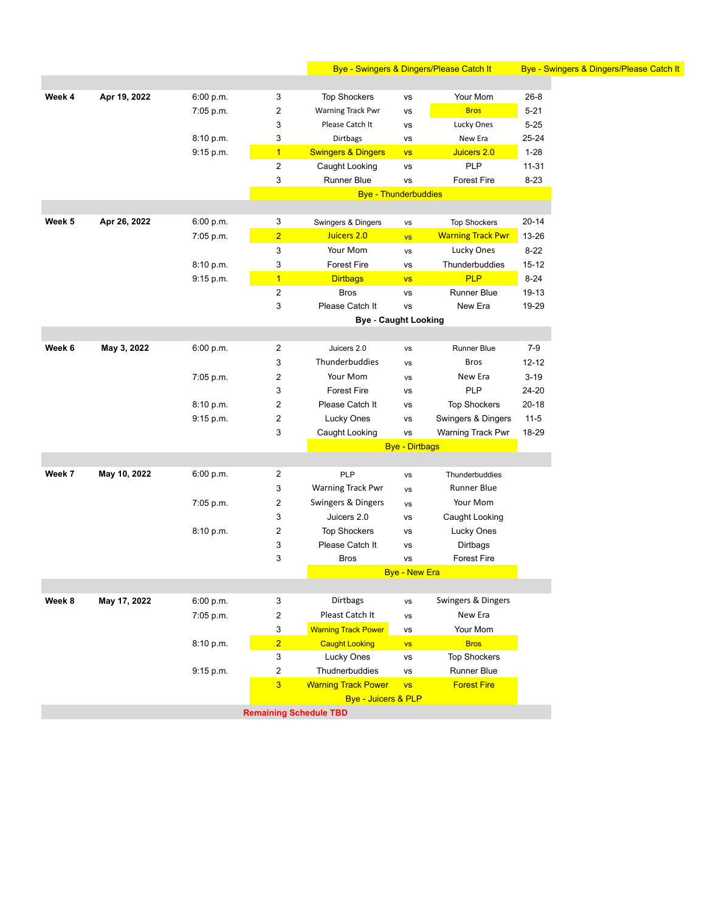Bye - Swingers & Dingers/Please Catch It    Bye - Swingers & Dingers/Please Catch It

| | | | | | | | |
|---|---|---|---|---|---|---|---|
| **Week 4** | **Apr 19, 2022** | 6:00 p.m. | 3 | Top Shockers | vs | Your Mom | 26-8 |
| | | 7:05 p.m. | 2 | Warning Track Pwr | vs | Bros | 5-21 |
| | | | 3 | Please Catch It | vs | Lucky Ones | 5-25 |
| | | 8:10 p.m. | 3 | Dirtbags | vs | New Era | 25-24 |
| | | 9:15 p.m. | 1 | Swingers & Dingers | vs | Juicers 2.0 | 1-28 |
| | | | 2 | Caught Looking | vs | PLP | 11-31 |
| | | | 3 | Runner Blue | vs | Forest Fire | 8-23 |
| | | | | Bye - Thunderbuddies | | | |
| **Week 5** | **Apr 26, 2022** | 6:00 p.m. | 3 | Swingers & Dingers | vs | Top Shockers | 20-14 |
| | | 7:05 p.m. | 2 | Juicers 2.0 | vs | Warning Track Pwr | 13-26 |
| | | | 3 | Your Mom | vs | Lucky Ones | 8-22 |
| | | 8:10 p.m. | 3 | Forest Fire | vs | Thunderbuddies | 15-12 |
| | | 9:15 p.m. | 1 | Dirtbags | vs | PLP | 8-24 |
| | | | 2 | Bros | vs | Runner Blue | 19-13 |
| | | | 3 | Please Catch It | vs | New Era | 19-29 |
| | | | | **Bye - Caught Looking** | | | |
| **Week 6** | **May 3, 2022** | 6:00 p.m. | 2 | Juicers 2.0 | vs | Runner Blue | 7-9 |
| | | | 3 | Thunderbuddies | vs | Bros | 12-12 |
| | | 7:05 p.m. | 2 | Your Mom | vs | New Era | 3-19 |
| | | | 3 | Forest Fire | vs | PLP | 24-20 |
| | | 8:10 p.m. | 2 | Please Catch It | vs | Top Shockers | 20-18 |
| | | 9:15 p.m. | 2 | Lucky Ones | vs | Swingers & Dingers | 11-5 |
| | | | 3 | Caught Looking | vs | Warning Track Pwr | 18-29 |
| | | | | Bye - Dirtbags | | | |
| **Week 7** | **May 10, 2022** | 6:00 p.m. | 2 | PLP | vs | Thunderbuddies | |
| | | | 3 | Warning Track Pwr | vs | Runner Blue | |
| | | 7:05 p.m. | 2 | Swingers & Dingers | vs | Your Mom | |
| | | | 3 | Juicers 2.0 | vs | Caught Looking | |
| | | 8:10 p.m. | 2 | Top Shockers | vs | Lucky Ones | |
| | | | 3 | Please Catch It | vs | Dirtbags | |
| | | | 3 | Bros | vs | Forest Fire | |
| | | | | Bye - New Era | | | |
| **Week 8** | **May 17, 2022** | 6:00 p.m. | 3 | Dirtbags | vs | Swingers & Dingers | |
| | | 7:05 p.m. | 2 | Pleast Catch It | vs | New Era | |
| | | | 3 | Warning Track Power | vs | Your Mom | |
| | | 8:10 p.m. | 2 | Caught Looking | vs | Bros | |
| | | | 3 | Lucky Ones | vs | Top Shockers | |
| | | 9:15 p.m. | 2 | Thudnerbuddies | vs | Runner Blue | |
| | | | 3 | Warning Track Power | vs | Forest Fire | |
| | | | | Bye - Juicers & PLP | | | |

**Remaining Schedule TBD**